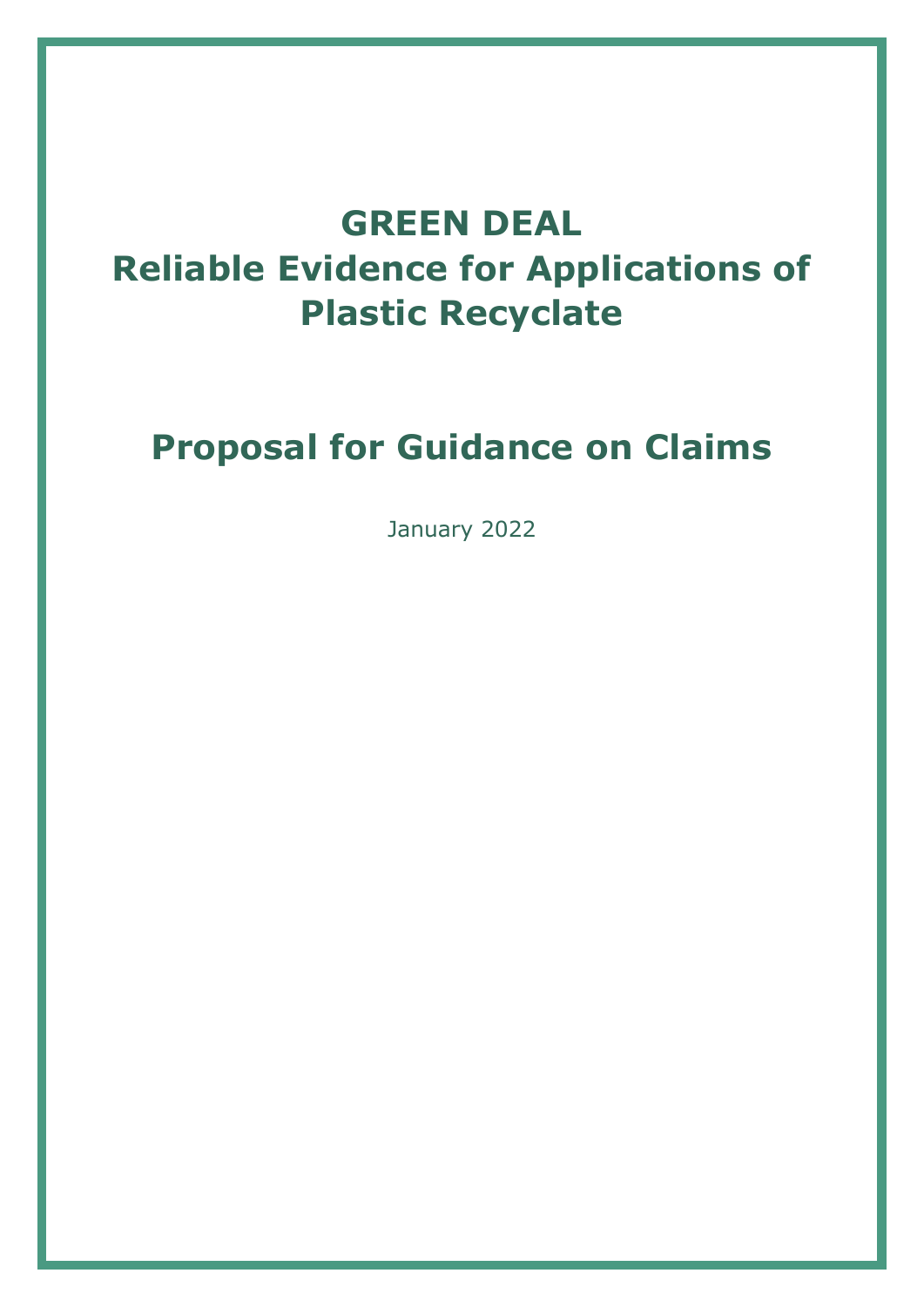# GREEN DEAL
# Reliable Evidence for Applications of Plastic Recyclate

## Proposal for Guidance on Claims

January 2022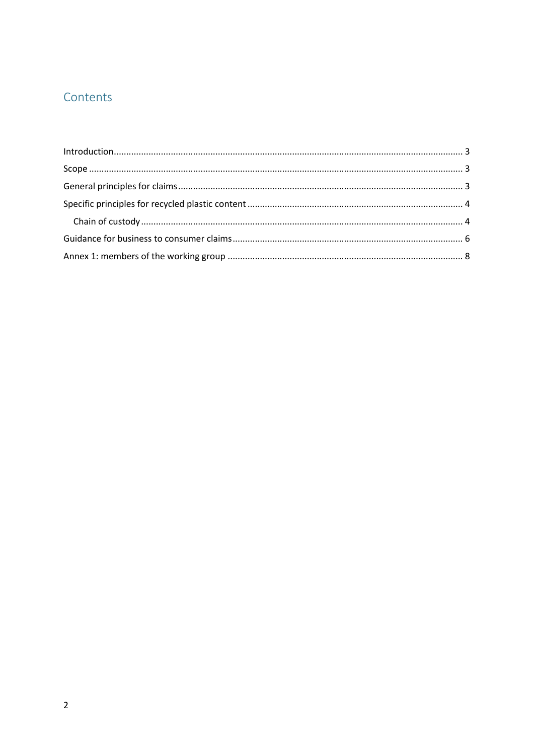## Contents

- Introduction 3
- Scope 3
- General principles for claims 3
- Specific principles for recycled plastic content 4
  - Chain of custody 4
- Guidance for business to consumer claims 6
- Annex 1: members of the working group 8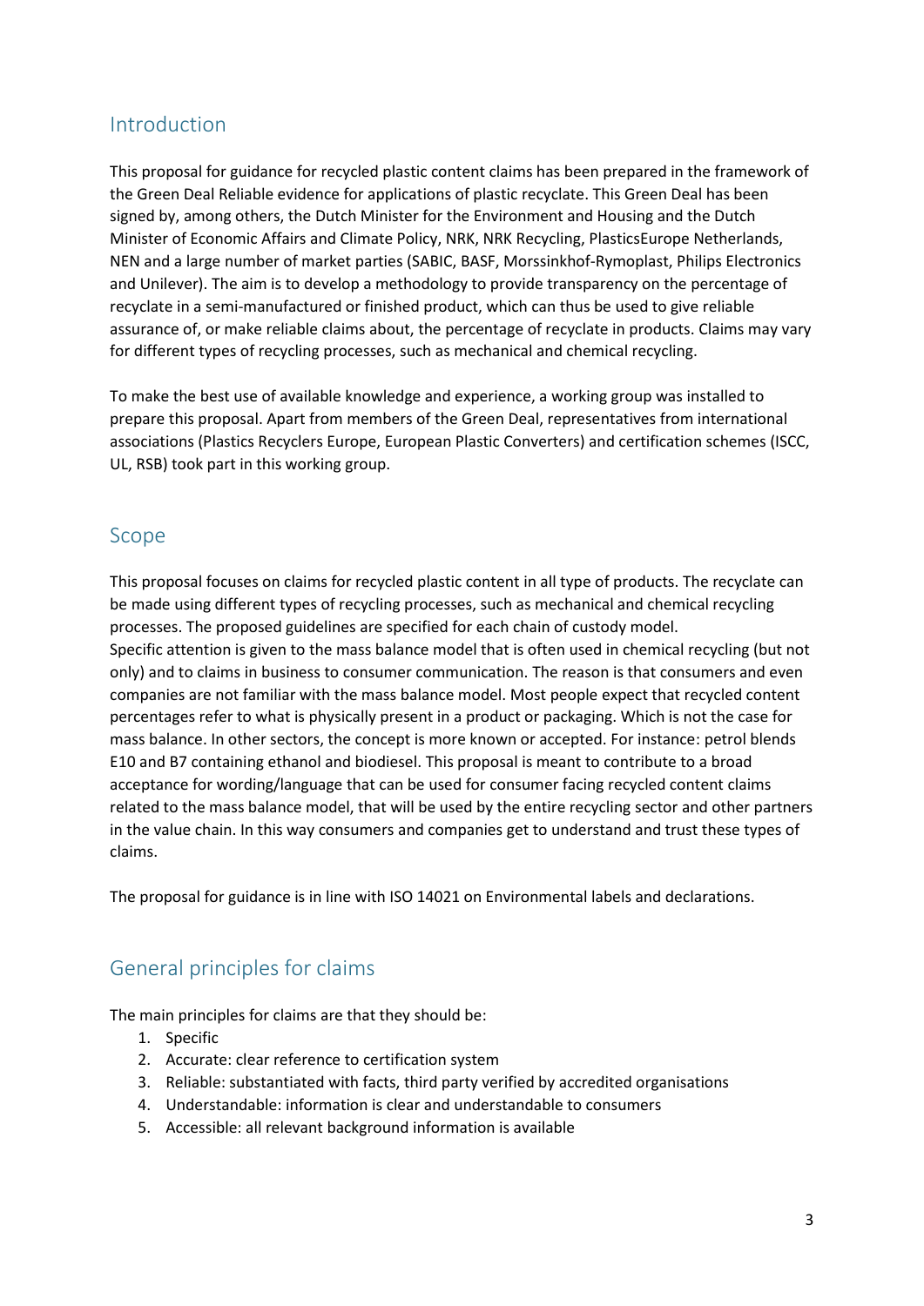## Introduction

This proposal for guidance for recycled plastic content claims has been prepared in the framework of the Green Deal Reliable evidence for applications of plastic recyclate. This Green Deal has been signed by, among others, the Dutch Minister for the Environment and Housing and the Dutch Minister of Economic Affairs and Climate Policy, NRK, NRK Recycling, PlasticsEurope Netherlands, NEN and a large number of market parties (SABIC, BASF, Morssinkhof-Rymoplast, Philips Electronics and Unilever). The aim is to develop a methodology to provide transparency on the percentage of recyclate in a semi-manufactured or finished product, which can thus be used to give reliable assurance of, or make reliable claims about, the percentage of recyclate in products. Claims may vary for different types of recycling processes, such as mechanical and chemical recycling.

To make the best use of available knowledge and experience, a working group was installed to prepare this proposal. Apart from members of the Green Deal, representatives from international associations (Plastics Recyclers Europe, European Plastic Converters) and certification schemes (ISCC, UL, RSB) took part in this working group.

## Scope

This proposal focuses on claims for recycled plastic content in all type of products. The recyclate can be made using different types of recycling processes, such as mechanical and chemical recycling processes. The proposed guidelines are specified for each chain of custody model.
Specific attention is given to the mass balance model that is often used in chemical recycling (but not only) and to claims in business to consumer communication. The reason is that consumers and even companies are not familiar with the mass balance model. Most people expect that recycled content percentages refer to what is physically present in a product or packaging. Which is not the case for mass balance. In other sectors, the concept is more known or accepted. For instance: petrol blends E10 and B7 containing ethanol and biodiesel. This proposal is meant to contribute to a broad acceptance for wording/language that can be used for consumer facing recycled content claims related to the mass balance model, that will be used by the entire recycling sector and other partners in the value chain. In this way consumers and companies get to understand and trust these types of claims.

The proposal for guidance is in line with ISO 14021 on Environmental labels and declarations.

## General principles for claims

The main principles for claims are that they should be:

1. Specific
2. Accurate: clear reference to certification system
3. Reliable: substantiated with facts, third party verified by accredited organisations
4. Understandable: information is clear and understandable to consumers
5. Accessible: all relevant background information is available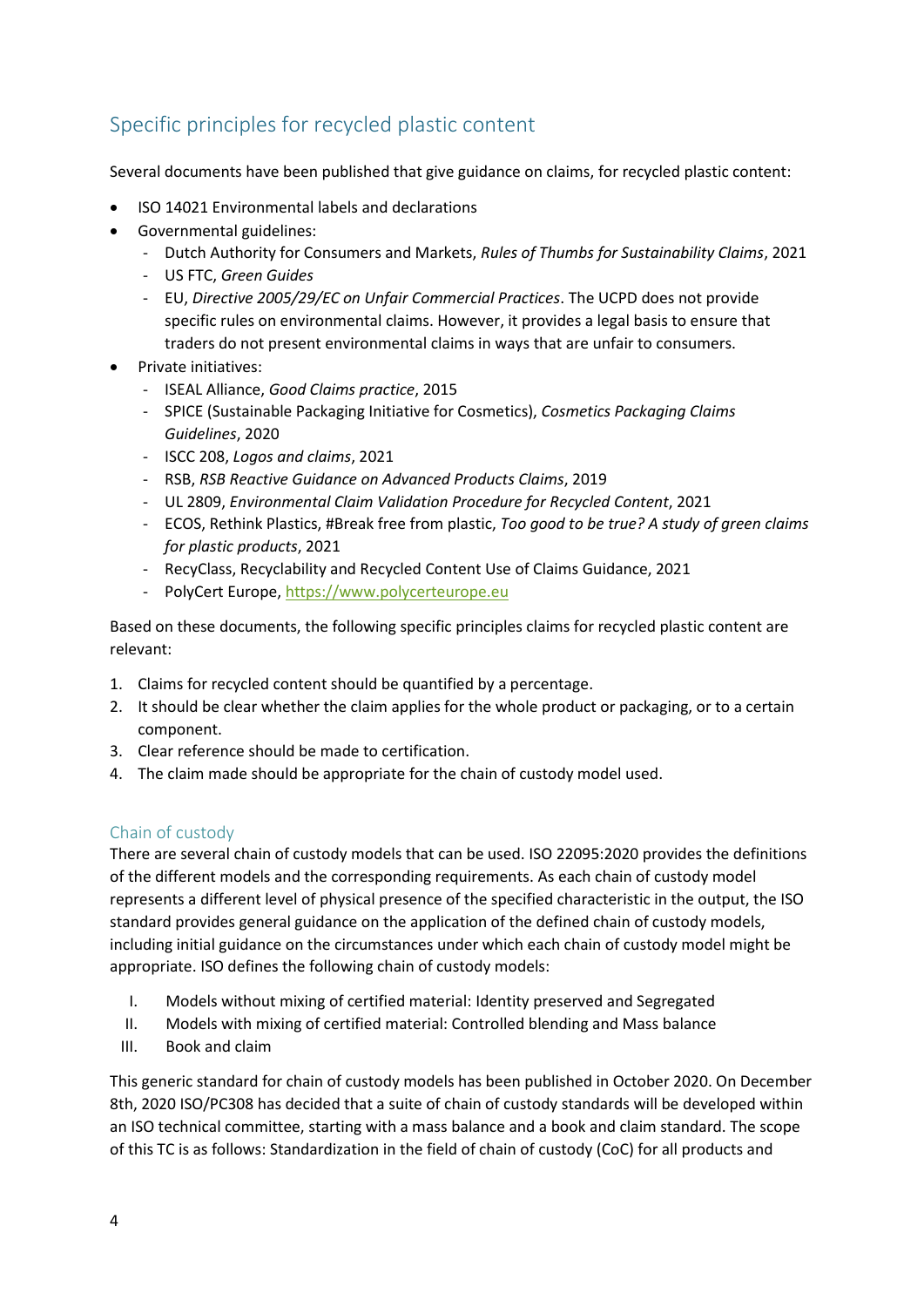## Specific principles for recycled plastic content

Several documents have been published that give guidance on claims, for recycled plastic content:

- ISO 14021 Environmental labels and declarations
- Governmental guidelines:
  - Dutch Authority for Consumers and Markets, *Rules of Thumbs for Sustainability Claims*, 2021
  - US FTC, *Green Guides*
  - EU, *Directive 2005/29/EC on Unfair Commercial Practices*. The UCPD does not provide specific rules on environmental claims. However, it provides a legal basis to ensure that traders do not present environmental claims in ways that are unfair to consumers.
- Private initiatives:
  - ISEAL Alliance, *Good Claims practice*, 2015
  - SPICE (Sustainable Packaging Initiative for Cosmetics), *Cosmetics Packaging Claims Guidelines*, 2020
  - ISCC 208, *Logos and claims*, 2021
  - RSB, *RSB Reactive Guidance on Advanced Products Claims*, 2019
  - UL 2809, *Environmental Claim Validation Procedure for Recycled Content*, 2021
  - ECOS, Rethink Plastics, #Break free from plastic, *Too good to be true? A study of green claims for plastic products*, 2021
  - RecyClass, Recyclability and Recycled Content Use of Claims Guidance, 2021
  - PolyCert Europe, https://www.polycerteurope.eu

Based on these documents, the following specific principles claims for recycled plastic content are relevant:

1. Claims for recycled content should be quantified by a percentage.
2. It should be clear whether the claim applies for the whole product or packaging, or to a certain component.
3. Clear reference should be made to certification.
4. The claim made should be appropriate for the chain of custody model used.

### Chain of custody

There are several chain of custody models that can be used. ISO 22095:2020 provides the definitions of the different models and the corresponding requirements. As each chain of custody model represents a different level of physical presence of the specified characteristic in the output, the ISO standard provides general guidance on the application of the defined chain of custody models, including initial guidance on the circumstances under which each chain of custody model might be appropriate. ISO defines the following chain of custody models:

I. Models without mixing of certified material: Identity preserved and Segregated
II. Models with mixing of certified material: Controlled blending and Mass balance
III. Book and claim

This generic standard for chain of custody models has been published in October 2020. On December 8th, 2020 ISO/PC308 has decided that a suite of chain of custody standards will be developed within an ISO technical committee, starting with a mass balance and a book and claim standard. The scope of this TC is as follows: Standardization in the field of chain of custody (CoC) for all products and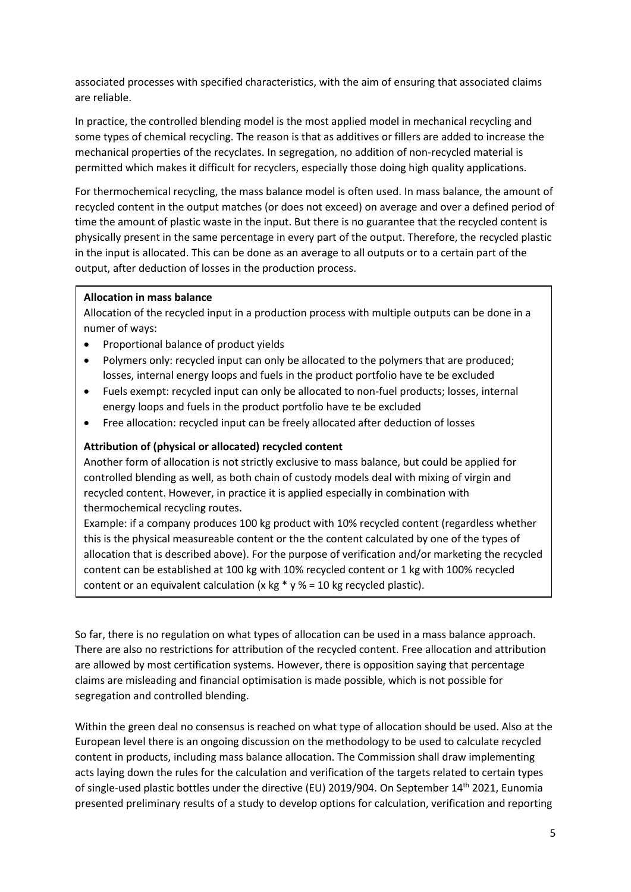associated processes with specified characteristics, with the aim of ensuring that associated claims are reliable.

In practice, the controlled blending model is the most applied model in mechanical recycling and some types of chemical recycling. The reason is that as additives or fillers are added to increase the mechanical properties of the recyclates. In segregation, no addition of non-recycled material is permitted which makes it difficult for recyclers, especially those doing high quality applications.

For thermochemical recycling, the mass balance model is often used. In mass balance, the amount of recycled content in the output matches (or does not exceed) on average and over a defined period of time the amount of plastic waste in the input. But there is no guarantee that the recycled content is physically present in the same percentage in every part of the output. Therefore, the recycled plastic in the input is allocated. This can be done as an average to all outputs or to a certain part of the output, after deduction of losses in the production process.

**Allocation in mass balance**

Allocation of the recycled input in a production process with multiple outputs can be done in a numer of ways:

- Proportional balance of product yields
- Polymers only: recycled input can only be allocated to the polymers that are produced; losses, internal energy loops and fuels in the product portfolio have te be excluded
- Fuels exempt: recycled input can only be allocated to non-fuel products; losses, internal energy loops and fuels in the product portfolio have te be excluded
- Free allocation: recycled input can be freely allocated after deduction of losses

**Attribution of (physical or allocated) recycled content**

Another form of allocation is not strictly exclusive to mass balance, but could be applied for controlled blending as well, as both chain of custody models deal with mixing of virgin and recycled content. However, in practice it is applied especially in combination with thermochemical recycling routes.

Example: if a company produces 100 kg product with 10% recycled content (regardless whether this is the physical measureable content or the the content calculated by one of the types of allocation that is described above). For the purpose of verification and/or marketing the recycled content can be established at 100 kg with 10% recycled content or 1 kg with 100% recycled content or an equivalent calculation (x kg * y % = 10 kg recycled plastic).

So far, there is no regulation on what types of allocation can be used in a mass balance approach. There are also no restrictions for attribution of the recycled content. Free allocation and attribution are allowed by most certification systems. However, there is opposition saying that percentage claims are misleading and financial optimisation is made possible, which is not possible for segregation and controlled blending.

Within the green deal no consensus is reached on what type of allocation should be used. Also at the European level there is an ongoing discussion on the methodology to be used to calculate recycled content in products, including mass balance allocation. The Commission shall draw implementing acts laying down the rules for the calculation and verification of the targets related to certain types of single-used plastic bottles under the directive (EU) 2019/904. On September 14th 2021, Eunomia presented preliminary results of a study to develop options for calculation, verification and reporting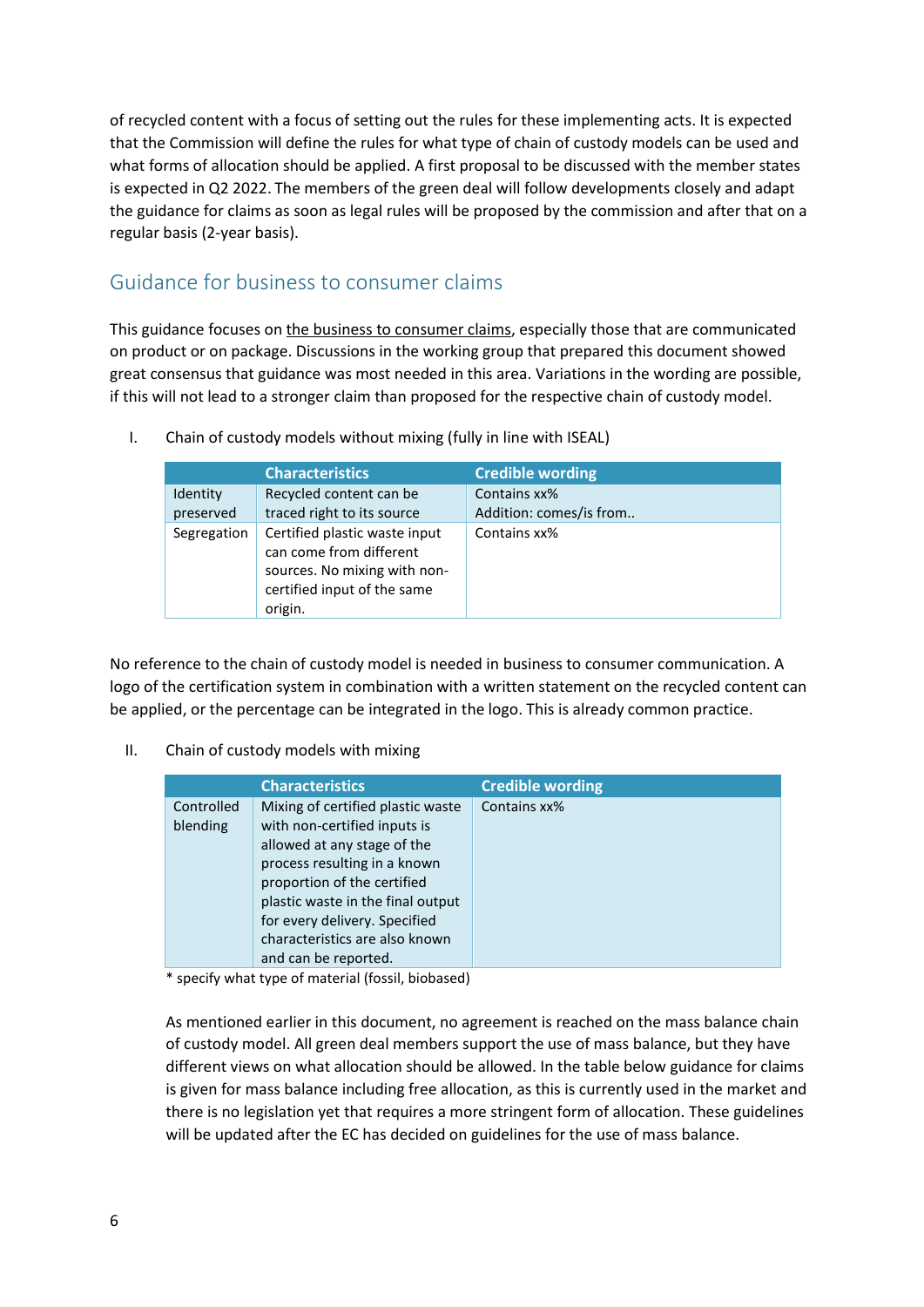of recycled content with a focus of setting out the rules for these implementing acts. It is expected that the Commission will define the rules for what type of chain of custody models can be used and what forms of allocation should be applied. A first proposal to be discussed with the member states is expected in Q2 2022. The members of the green deal will follow developments closely and adapt the guidance for claims as soon as legal rules will be proposed by the commission and after that on a regular basis (2-year basis).

## Guidance for business to consumer claims

This guidance focuses on the business to consumer claims, especially those that are communicated on product or on package. Discussions in the working group that prepared this document showed great consensus that guidance was most needed in this area. Variations in the wording are possible, if this will not lead to a stronger claim than proposed for the respective chain of custody model.

I. Chain of custody models without mixing (fully in line with ISEAL)

| | Characteristics | Credible wording |
|---|---|---|
| Identity preserved | Recycled content can be traced right to its source | Contains xx%<br>Addition: comes/is from.. |
| Segregation | Certified plastic waste input can come from different sources. No mixing with non-certified input of the same origin. | Contains xx% |

No reference to the chain of custody model is needed in business to consumer communication. A logo of the certification system in combination with a written statement on the recycled content can be applied, or the percentage can be integrated in the logo. This is already common practice.

II. Chain of custody models with mixing

| | Characteristics | Credible wording |
|---|---|---|
| Controlled blending | Mixing of certified plastic waste with non-certified inputs is allowed at any stage of the process resulting in a known proportion of the certified plastic waste in the final output for every delivery. Specified characteristics are also known and can be reported. | Contains xx% |

* specify what type of material (fossil, biobased)

As mentioned earlier in this document, no agreement is reached on the mass balance chain of custody model. All green deal members support the use of mass balance, but they have different views on what allocation should be allowed. In the table below guidance for claims is given for mass balance including free allocation, as this is currently used in the market and there is no legislation yet that requires a more stringent form of allocation. These guidelines will be updated after the EC has decided on guidelines for the use of mass balance.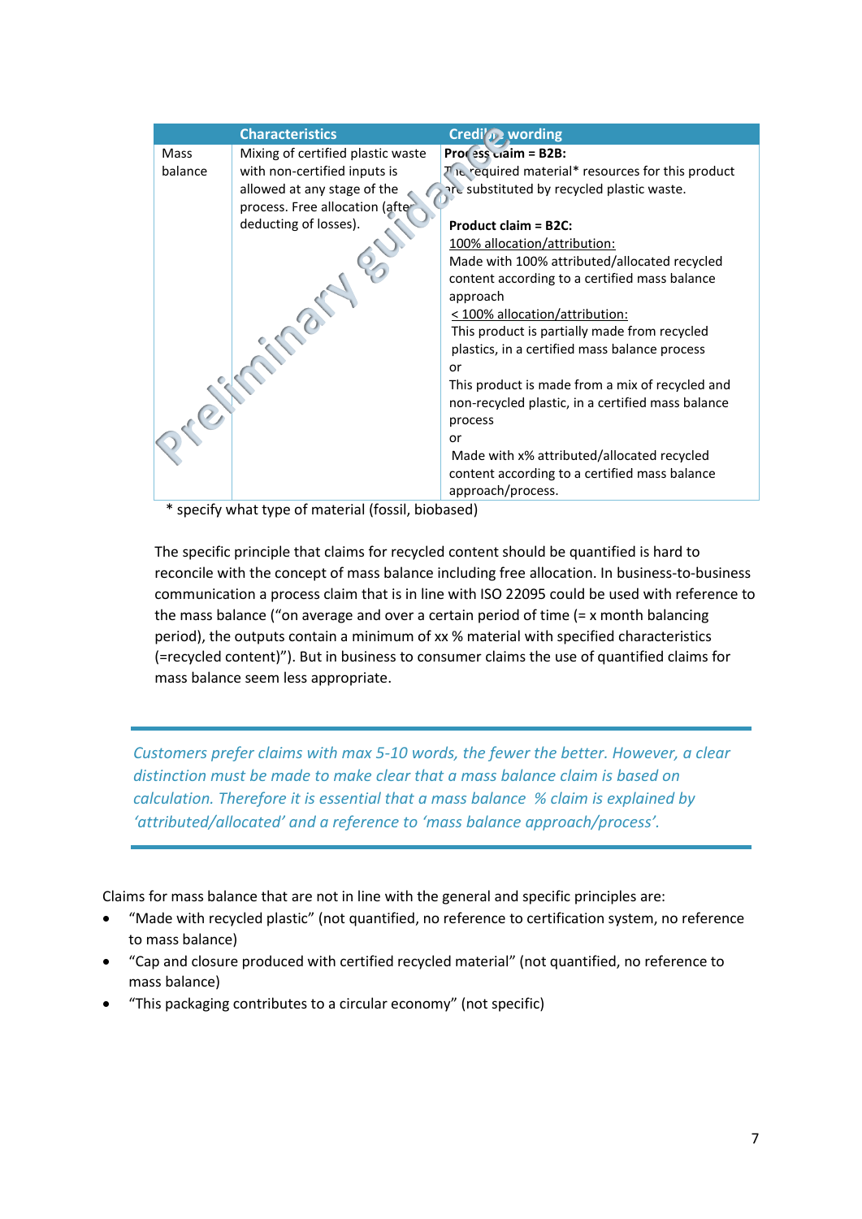| | Characteristics | Credible wording |
|---|---|---|
| Mass balance | Mixing of certified plastic waste with non-certified inputs is allowed at any stage of the process. Free allocation (after deducting of losses). | **Process claim = B2B:**<br>The required material* resources for this product are substituted by recycled plastic waste.<br><br>**Product claim = B2C:**<br><u>100% allocation/attribution:</u><br>Made with 100% attributed/allocated recycled content according to a certified mass balance approach<br><u>< 100% allocation/attribution:</u><br>This product is partially made from recycled plastics, in a certified mass balance process<br>or<br>This product is made from a mix of recycled and non-recycled plastic, in a certified mass balance process<br>or<br>Made with x% attributed/allocated recycled content according to a certified mass balance approach/process. |

\* specify what type of material (fossil, biobased)

The specific principle that claims for recycled content should be quantified is hard to reconcile with the concept of mass balance including free allocation. In business-to-business communication a process claim that is in line with ISO 22095 could be used with reference to the mass balance ("on average and over a certain period of time (= x month balancing period), the outputs contain a minimum of xx % material with specified characteristics (=recycled content)"). But in business to consumer claims the use of quantified claims for mass balance seem less appropriate.

*Customers prefer claims with max 5-10 words, the fewer the better. However, a clear distinction must be made to make clear that a mass balance claim is based on calculation. Therefore it is essential that a mass balance % claim is explained by 'attributed/allocated' and a reference to 'mass balance approach/process'.*

Claims for mass balance that are not in line with the general and specific principles are:

- "Made with recycled plastic" (not quantified, no reference to certification system, no reference to mass balance)
- "Cap and closure produced with certified recycled material" (not quantified, no reference to mass balance)
- "This packaging contributes to a circular economy" (not specific)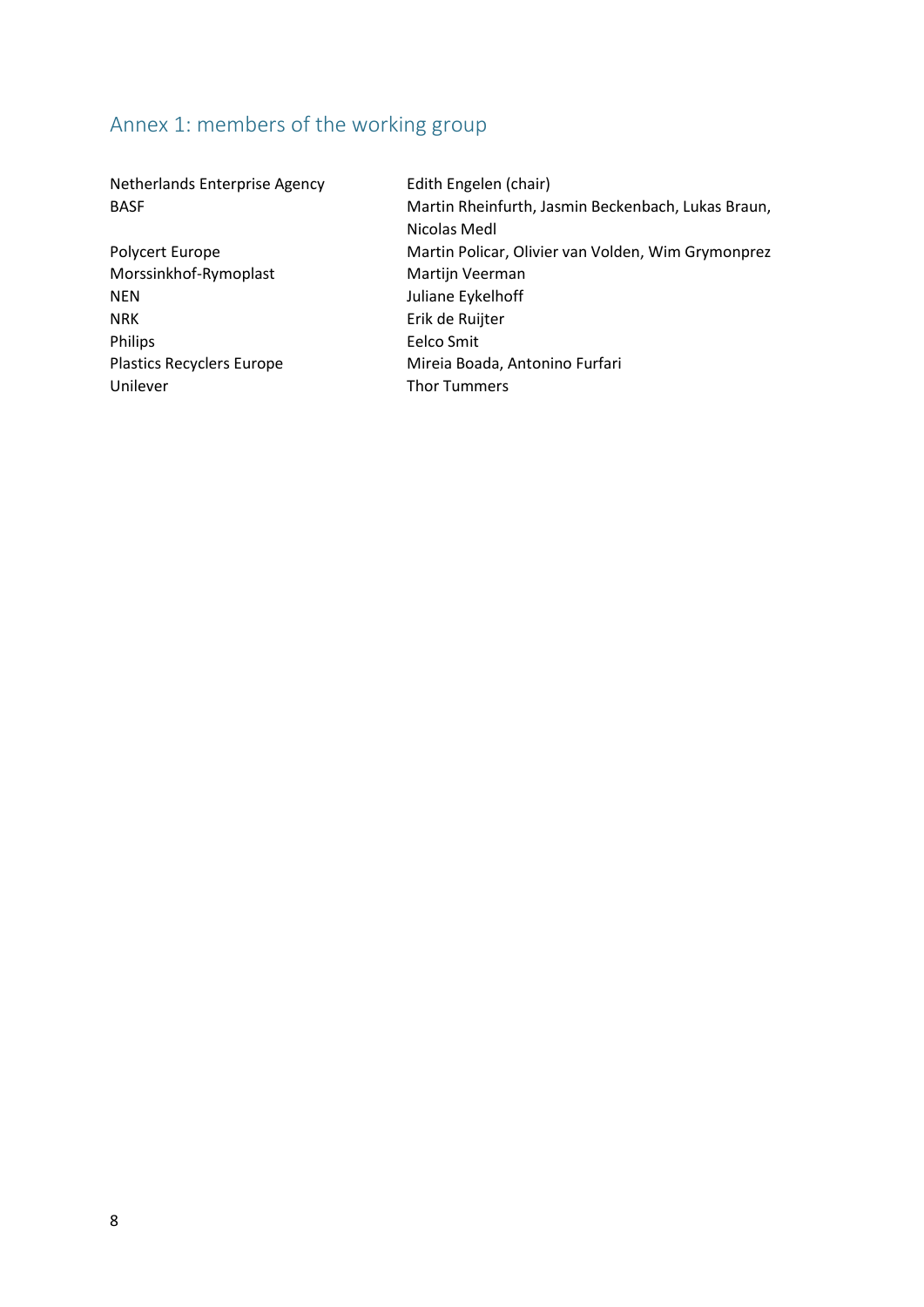## Annex 1: members of the working group

| | |
|---|---|
| Netherlands Enterprise Agency | Edith Engelen (chair) |
| BASF | Martin Rheinfurth, Jasmin Beckenbach, Lukas Braun, Nicolas Medl |
| Polycert Europe | Martin Policar, Olivier van Volden, Wim Grymonprez |
| Morssinkhof-Rymoplast | Martijn Veerman |
| NEN | Juliane Eykelhoff |
| NRK | Erik de Ruijter |
| Philips | Eelco Smit |
| Plastics Recyclers Europe | Mireia Boada, Antonino Furfari |
| Unilever | Thor Tummers |